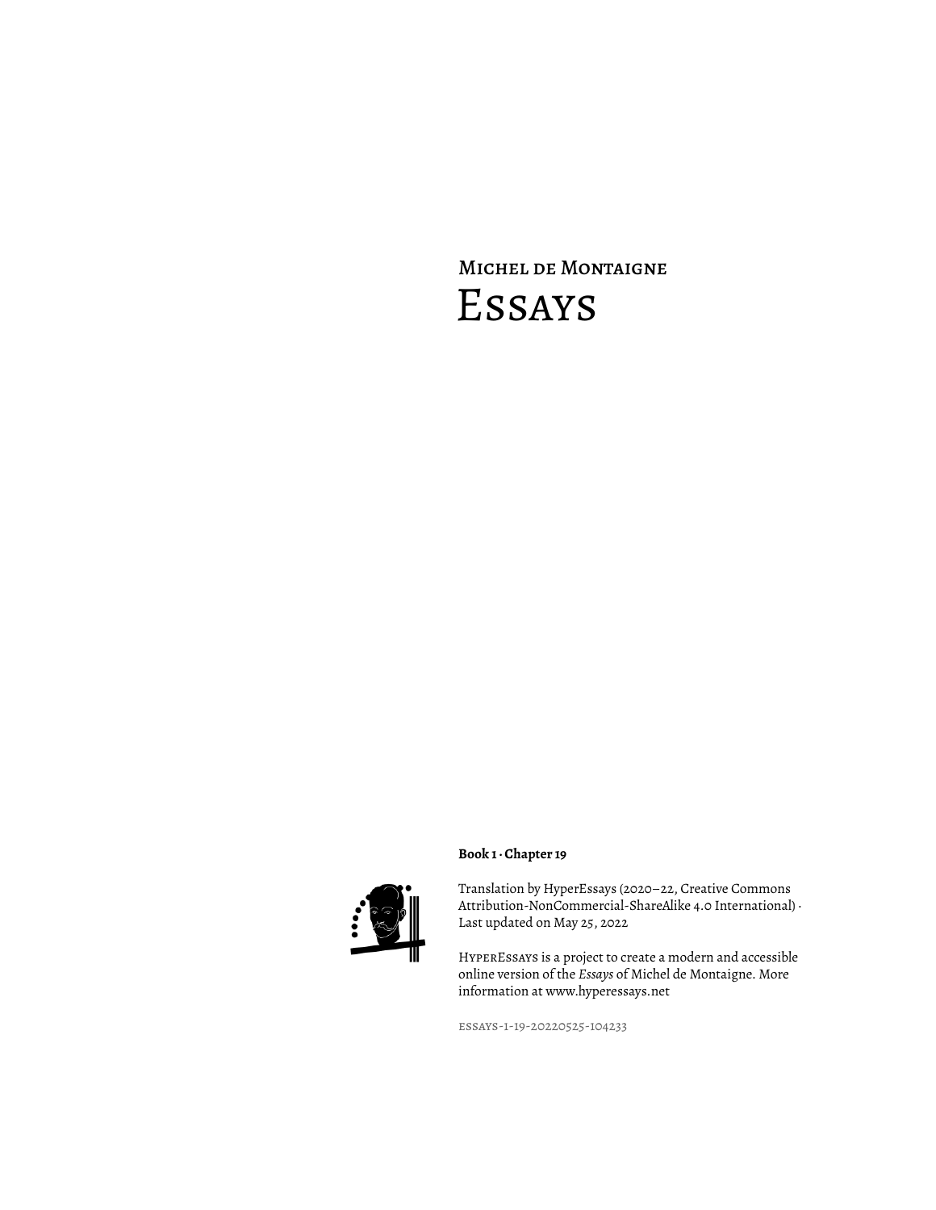Michel de Montaigne

# Essays

**Book 1 · Chapter 19**

Translation by HyperEssays (2020–22, Creative Commons Attribution-NonCommercial-ShareAlike 4.0 International) · Last updated on May 25, 2022

HyperEssays is a project to create a modern and accessible online version of the *Essays* of Michel de Montaigne. More information at www.hyperessays.net

essays-1-19-20220525-104233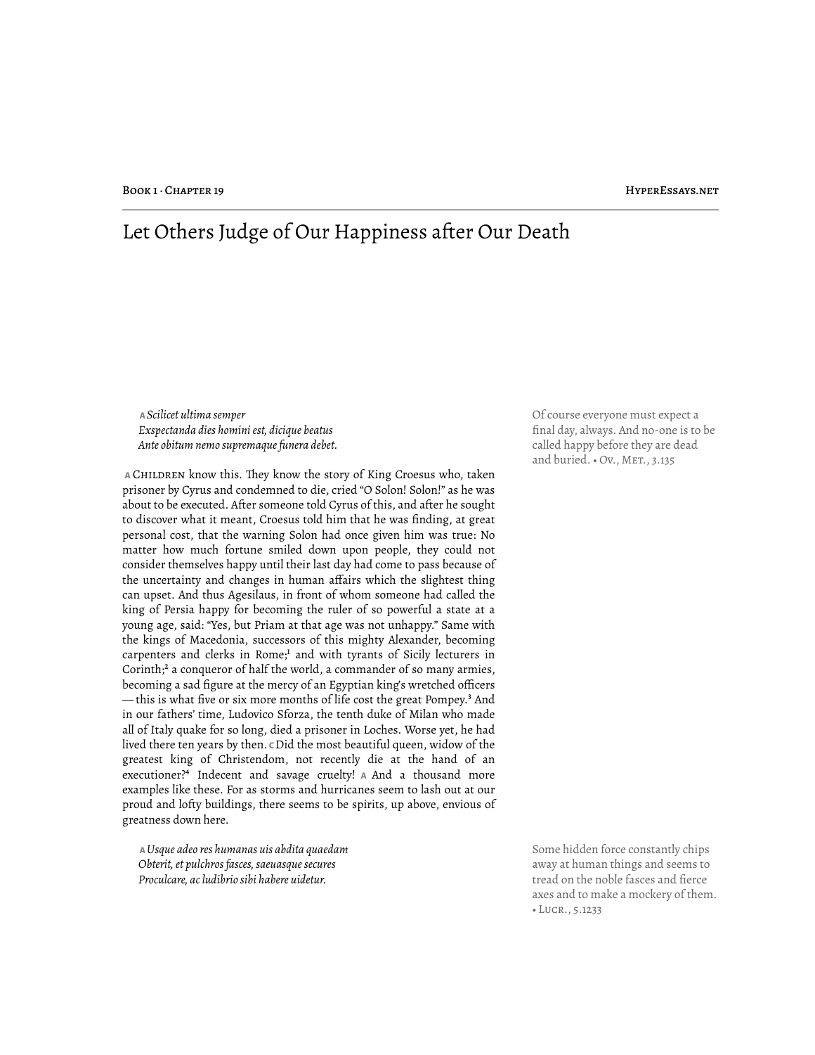# Let Others Judge of Our Happiness after Our Death

A *Scilicet ultima semper*
*Exspectanda dies homini est, dicique beatus*
*Ante obitum nemo supremaque funera debet.*

Of course everyone must expect a final day, always. And no-one is to be called happy before they are dead and buried. • Ov., Met., 3.135

A Children know this. They know the story of King Croesus who, taken prisoner by Cyrus and condemned to die, cried "O Solon! Solon!" as he was about to be executed. After someone told Cyrus of this, and after he sought to discover what it meant, Croesus told him that he was finding, at great personal cost, that the warning Solon had once given him was true: No matter how much fortune smiled down upon people, they could not consider themselves happy until their last day had come to pass because of the uncertainty and changes in human affairs which the slightest thing can upset. And thus Agesilaus, in front of whom someone had called the king of Persia happy for becoming the ruler of so powerful a state at a young age, said: "Yes, but Priam at that age was not unhappy." Same with the kings of Macedonia, successors of this mighty Alexander, becoming carpenters and clerks in Rome;[1] and with tyrants of Sicily lecturers in Corinth;[2] a conqueror of half the world, a commander of so many armies, becoming a sad figure at the mercy of an Egyptian king's wretched officers — this is what five or six more months of life cost the great Pompey.[3] And in our fathers' time, Ludovico Sforza, the tenth duke of Milan who made all of Italy quake for so long, died a prisoner in Loches. Worse yet, he had lived there ten years by then. C Did the most beautiful queen, widow of the greatest king of Christendom, not recently die at the hand of an executioner?[4] Indecent and savage cruelty! A And a thousand more examples like these. For as storms and hurricanes seem to lash out at our proud and lofty buildings, there seems to be spirits, up above, envious of greatness down here.

A *Usque adeo res humanas uis abdita quaedam*
*Obterit, et pulchros fasces, saeuasque secures*
*Proculcare, ac ludibrio sibi habere uidetur.*

Some hidden force constantly chips away at human things and seems to tread on the noble fasces and fierce axes and to make a mockery of them. • Lucr., 5.1233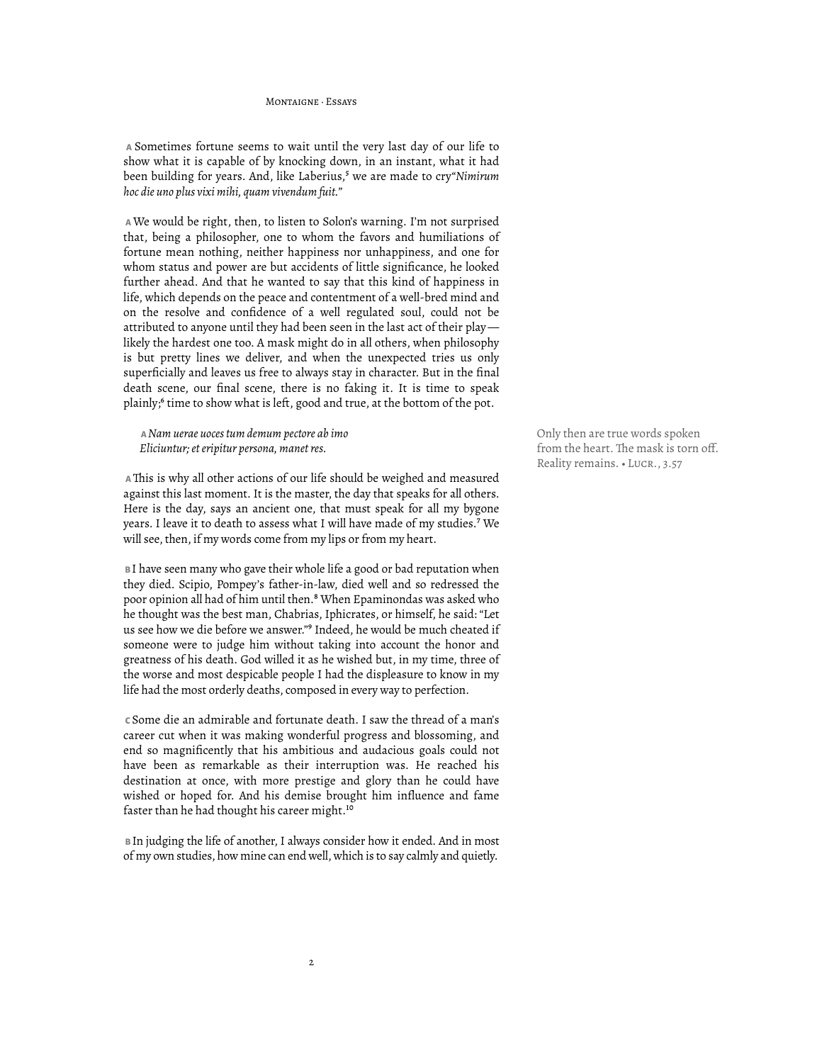**A** Sometimes fortune seems to wait until the very last day of our life to show what it is capable of by knocking down, in an instant, what it had been building for years. And, like Laberius,[5] we are made to cry "*Nimirum hoc die uno plus vixi mihi, quam vivendum fuit.*"

**A** We would be right, then, to listen to Solon's warning. I'm not surprised that, being a philosopher, one to whom the favors and humiliations of fortune mean nothing, neither happiness nor unhappiness, and one for whom status and power are but accidents of little significance, he looked further ahead. And that he wanted to say that this kind of happiness in life, which depends on the peace and contentment of a well-bred mind and on the resolve and confidence of a well regulated soul, could not be attributed to anyone until they had been seen in the last act of their play—likely the hardest one too. A mask might do in all others, when philosophy is but pretty lines we deliver, and when the unexpected tries us only superficially and leaves us free to always stay in character. But in the final death scene, our final scene, there is no faking it. It is time to speak plainly;[6] time to show what is left, good and true, at the bottom of the pot.

> **A** *Nam uerae uoces tum demum pectore ab imo*
> *Eliciuntur; et eripitur persona, manet res.*

Only then are true words spoken from the heart. The mask is torn off. Reality remains. • Lucr., 3.57

**A** This is why all other actions of our life should be weighed and measured against this last moment. It is the master, the day that speaks for all others. Here is the day, says an ancient one, that must speak for all my bygone years. I leave it to death to assess what I will have made of my studies.[7] We will see, then, if my words come from my lips or from my heart.

**B** I have seen many who gave their whole life a good or bad reputation when they died. Scipio, Pompey's father-in-law, died well and so redressed the poor opinion all had of him until then.[8] When Epaminondas was asked who he thought was the best man, Chabrias, Iphicrates, or himself, he said: "Let us see how we die before we answer."[9] Indeed, he would be much cheated if someone were to judge him without taking into account the honor and greatness of his death. God willed it as he wished but, in my time, three of the worse and most despicable people I had the displeasure to know in my life had the most orderly deaths, composed in every way to perfection.

**C** Some die an admirable and fortunate death. I saw the thread of a man's career cut when it was making wonderful progress and blossoming, and end so magnificently that his ambitious and audacious goals could not have been as remarkable as their interruption was. He reached his destination at once, with more prestige and glory than he could have wished or hoped for. And his demise brought him influence and fame faster than he had thought his career might.[10]

**B** In judging the life of another, I always consider how it ended. And in most of my own studies, how mine can end well, which is to say calmly and quietly.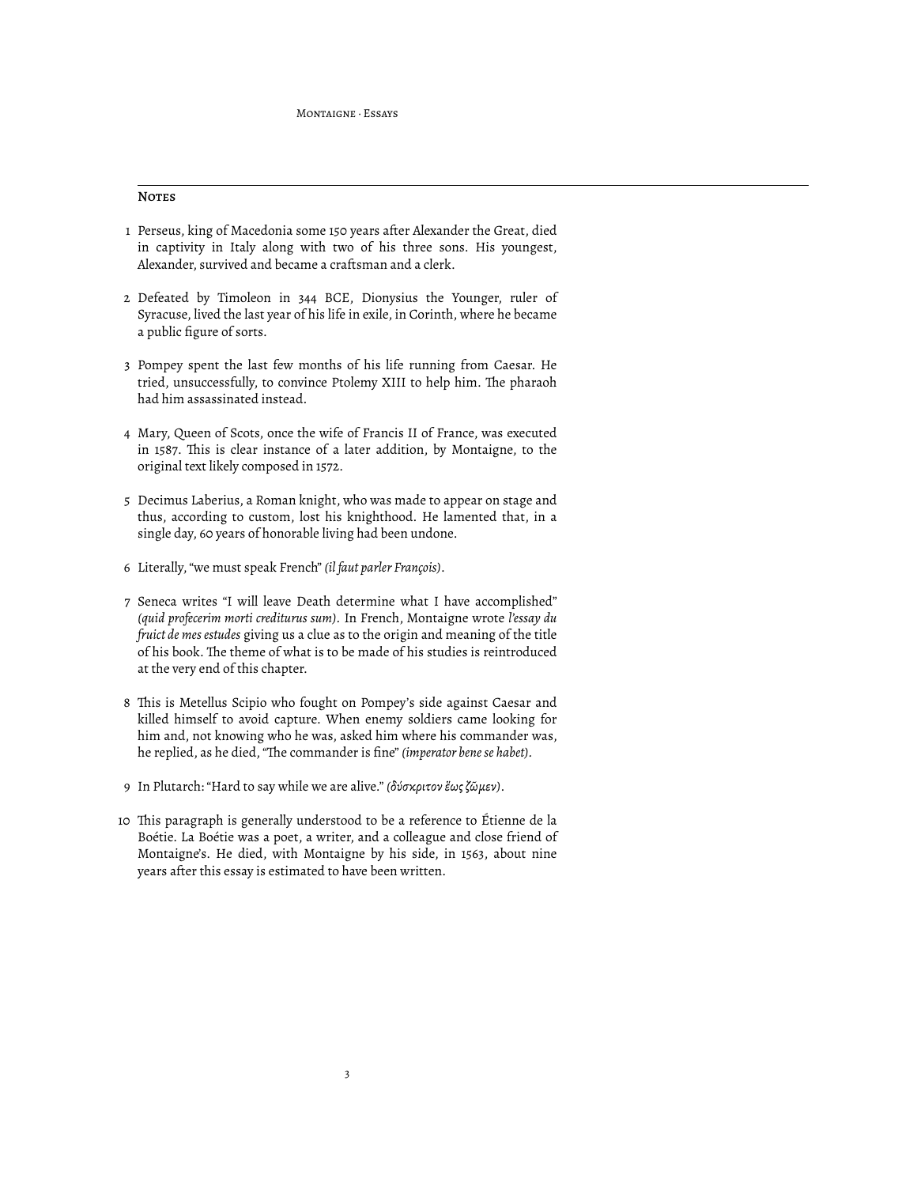## Notes

1. Perseus, king of Macedonia some 150 years after Alexander the Great, died in captivity in Italy along with two of his three sons. His youngest, Alexander, survived and became a craftsman and a clerk.

2. Defeated by Timoleon in 344 BCE, Dionysius the Younger, ruler of Syracuse, lived the last year of his life in exile, in Corinth, where he became a public figure of sorts.

3. Pompey spent the last few months of his life running from Caesar. He tried, unsuccessfully, to convince Ptolemy XIII to help him. The pharaoh had him assassinated instead.

4. Mary, Queen of Scots, once the wife of Francis II of France, was executed in 1587. This is clear instance of a later addition, by Montaigne, to the original text likely composed in 1572.

5. Decimus Laberius, a Roman knight, who was made to appear on stage and thus, according to custom, lost his knighthood. He lamented that, in a single day, 60 years of honorable living had been undone.

6. Literally, "we must speak French" *(il faut parler François)*.

7. Seneca writes "I will leave Death determine what I have accomplished" *(quid profecerim morti crediturus sum)*. In French, Montaigne wrote *l'essay du fruict de mes estudes* giving us a clue as to the origin and meaning of the title of his book. The theme of what is to be made of his studies is reintroduced at the very end of this chapter.

8. This is Metellus Scipio who fought on Pompey's side against Caesar and killed himself to avoid capture. When enemy soldiers came looking for him and, not knowing who he was, asked him where his commander was, he replied, as he died, "The commander is fine" *(imperator bene se habet)*.

9. In Plutarch: "Hard to say while we are alive." *(δύσκριτον ἕως ζῶμεν)*.

10. This paragraph is generally understood to be a reference to Étienne de la Boétie. La Boétie was a poet, a writer, and a colleague and close friend of Montaigne's. He died, with Montaigne by his side, in 1563, about nine years after this essay is estimated to have been written.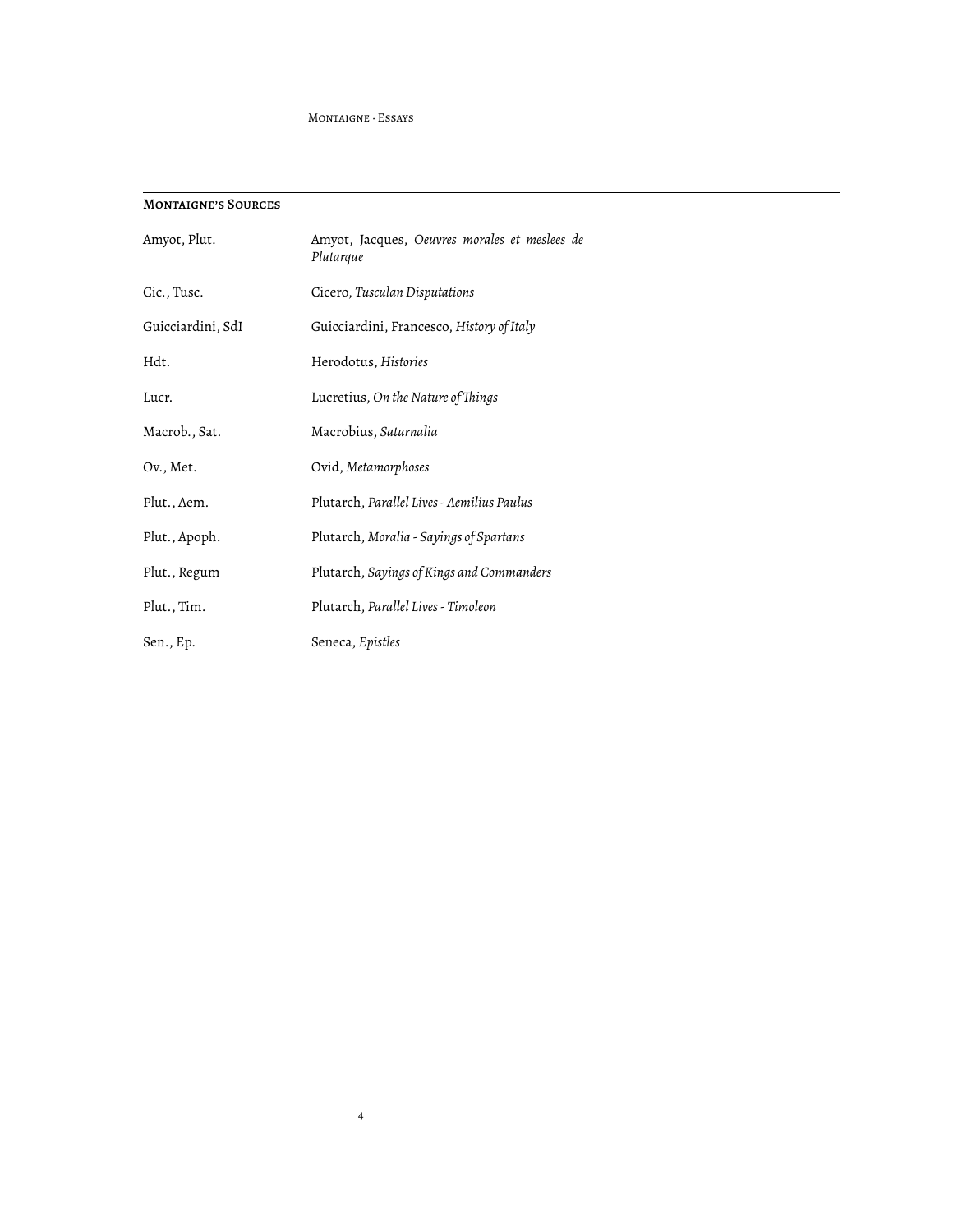## Montaigne's Sources

| | |
|---|---|
| Amyot, Plut. | Amyot, Jacques, *Oeuvres morales et meslees de Plutarque* |
| Cic., Tusc. | Cicero, *Tusculan Disputations* |
| Guicciardini, SdI | Guicciardini, Francesco, *History of Italy* |
| Hdt. | Herodotus, *Histories* |
| Lucr. | Lucretius, *On the Nature of Things* |
| Macrob., Sat. | Macrobius, *Saturnalia* |
| Ov., Met. | Ovid, *Metamorphoses* |
| Plut., Aem. | Plutarch, *Parallel Lives - Aemilius Paulus* |
| Plut., Apoph. | Plutarch, *Moralia - Sayings of Spartans* |
| Plut., Regum | Plutarch, *Sayings of Kings and Commanders* |
| Plut., Tim. | Plutarch, *Parallel Lives - Timoleon* |
| Sen., Ep. | Seneca, *Epistles* |